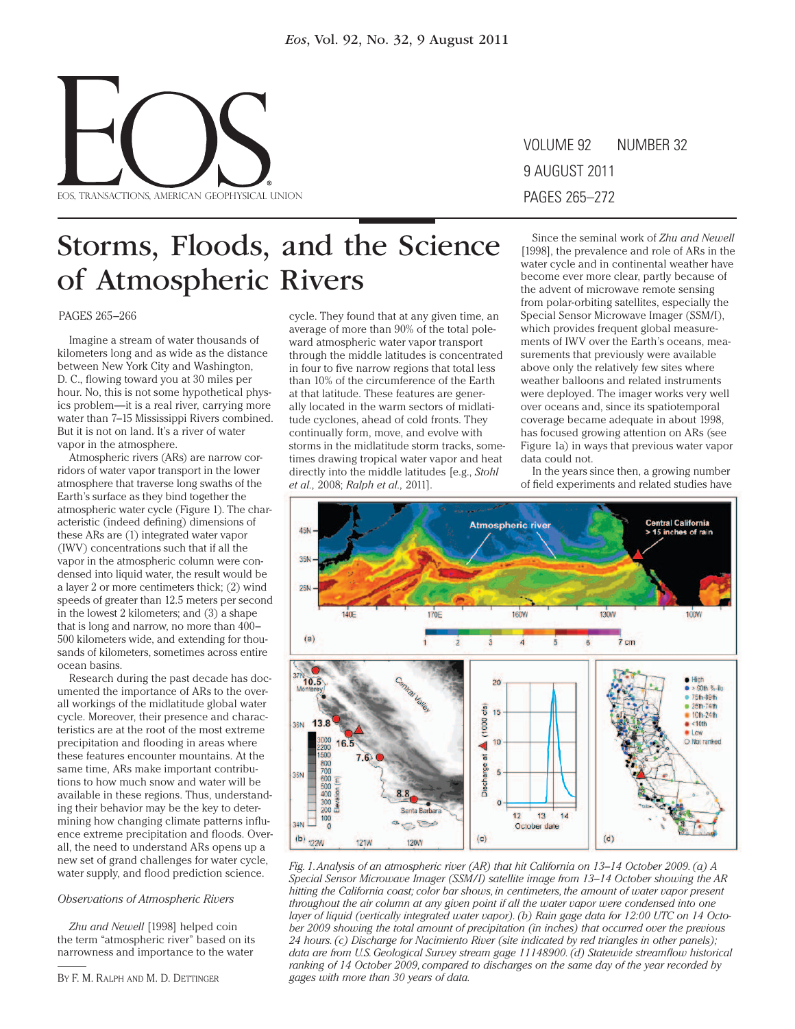# Storms, Floods, and the Science of Atmospheric Rivers

PAGES 265–266

Imagine a stream of water thousands of kilometers long and as wide as the distance between New York City and Washington, D. C., flowing toward you at 30 miles per hour. No, this is not some hypothetical physics problem—it is a real river, carrying more water than 7–15 Mississippi Rivers combined. But it is not on land. It's a river of water vapor in the atmosphere.

Atmospheric rivers (ARs) are narrow corridors of water vapor transport in the lower atmosphere that traverse long swaths of the Earth's surface as they bind together the atmospheric water cycle (Figure 1). The characteristic (indeed defining) dimensions of these ARs are (1) integrated water vapor (IWV) concentrations such that if all the vapor in the atmospheric column were condensed into liquid water, the result would be a layer 2 or more centimeters thick; (2) wind speeds of greater than 12.5 meters per second in the lowest 2 kilometers; and (3) a shape that is long and narrow, no more than 400–500 kilometers wide, and extending for thousands of kilometers, sometimes across entire ocean basins.

Research during the past decade has documented the importance of ARs to the overall workings of the midlatitude global water cycle. Moreover, their presence and characteristics are at the root of the most extreme precipitation and flooding in areas where these features encounter mountains. At the same time, ARs make important contributions to how much snow and water will be available in these regions. Thus, understanding their behavior may be the key to determining how changing climate patterns influence extreme precipitation and floods. Overall, the need to understand ARs opens up a new set of grand challenges for water cycle, water supply, and flood prediction science.

## Observations of Atmospheric Rivers

*Zhu and Newell* [1998] helped coin the term "atmospheric river" based on its narrowness and importance to the water cycle. They found that at any given time, an average of more than 90% of the total poleward atmospheric water vapor transport through the middle latitudes is concentrated in four to five narrow regions that total less than 10% of the circumference of the Earth at that latitude. These features are generally located in the warm sectors of midlatitude cyclones, ahead of cold fronts. They continually form, move, and evolve with storms in the midlatitude storm tracks, sometimes drawing tropical water vapor and heat directly into the middle latitudes [e.g., *Stohl et al.*, 2008; *Ralph et al.*, 2011].

Since the seminal work of *Zhu and Newell* [1998], the prevalence and role of ARs in the water cycle and in continental weather have become ever more clear, partly because of the advent of microwave remote sensing from polar-orbiting satellites, especially the Special Sensor Microwave Imager (SSM/I), which provides frequent global measurements of IWV over the Earth's oceans, measurements that previously were available above only the relatively few sites where weather balloons and related instruments were deployed. The imager works very well over oceans and, since its spatiotemporal coverage became adequate in about 1998, has focused growing attention on ARs (see Figure 1a) in ways that previous water vapor data could not.

In the years since then, a growing number of field experiments and related studies have

*Fig. 1. Analysis of an atmospheric river (AR) that hit California on 13–14 October 2009. (a) A Special Sensor Microwave Imager (SSM/I) satellite image from 13–14 October showing the AR hitting the California coast; color bar shows, in centimeters, the amount of water vapor present throughout the air column at any given point if all the water vapor were condensed into one layer of liquid (vertically integrated water vapor). (b) Rain gage data for 12:00 UTC on 14 October 2009 showing the total amount of precipitation (in inches) that occurred over the previous 24 hours. (c) Discharge for Nacimiento River (site indicated by red triangles in other panels); data are from U.S. Geological Survey stream gage 11148900. (d) Statewide streamflow historical ranking of 14 October 2009, compared to discharges on the same day of the year recorded by gages with more than 30 years of data.*

By F. M. Ralph and M. D. Dettinger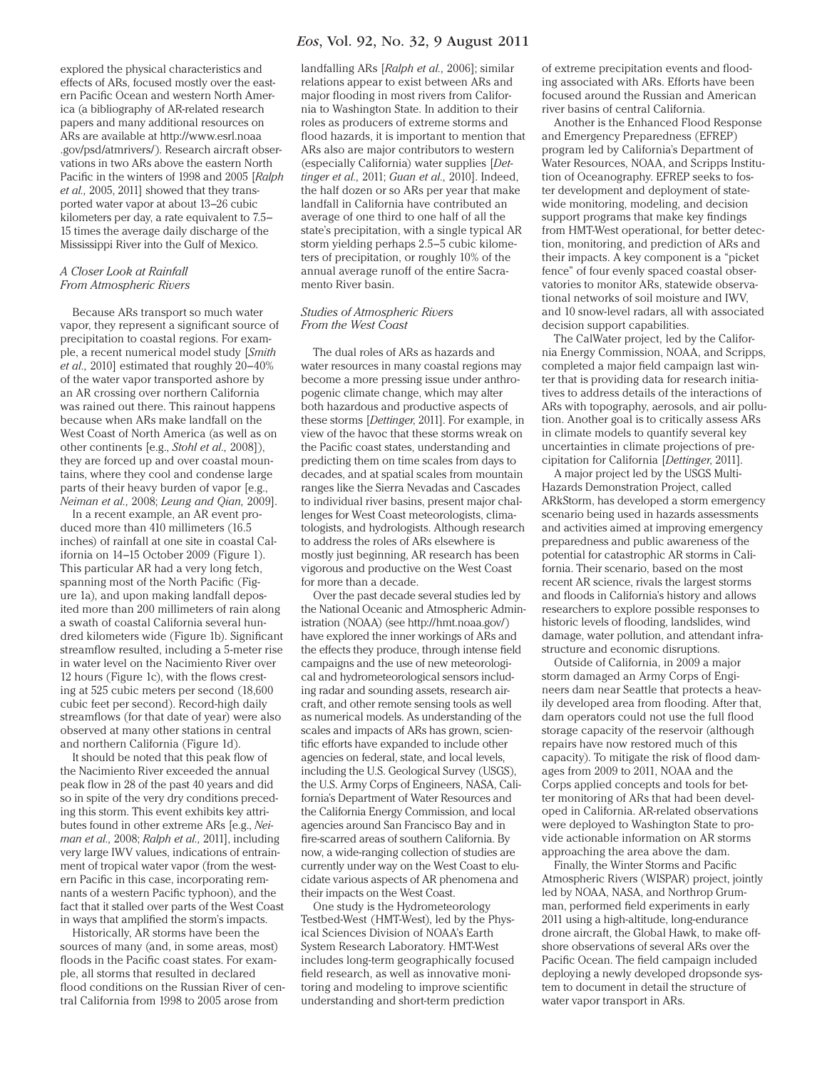explored the physical characteristics and effects of ARs, focused mostly over the eastern Pacific Ocean and western North America (a bibliography of AR-related research papers and many additional resources on ARs are available at http://www.esrl.noaa.gov/psd/atmrivers/). Research aircraft observations in two ARs above the eastern North Pacific in the winters of 1998 and 2005 [*Ralph et al.,* 2005, 2011] showed that they transported water vapor at about 13–26 cubic kilometers per day, a rate equivalent to 7.5–15 times the average daily discharge of the Mississippi River into the Gulf of Mexico.

### *A Closer Look at Rainfall From Atmospheric Rivers*

Because ARs transport so much water vapor, they represent a significant source of precipitation to coastal regions. For example, a recent numerical model study [*Smith et al.,* 2010] estimated that roughly 20–40% of the water vapor transported ashore by an AR crossing over northern California was rained out there. This rainout happens because when ARs make landfall on the West Coast of North America (as well as on other continents [e.g., *Stohl et al.,* 2008]), they are forced up and over coastal mountains, where they cool and condense large parts of their heavy burden of vapor [e.g., *Neiman et al.,* 2008; *Leung and Qian,* 2009].

In a recent example, an AR event produced more than 410 millimeters (16.5 inches) of rainfall at one site in coastal California on 14–15 October 2009 (Figure 1). This particular AR had a very long fetch, spanning most of the North Pacific (Figure 1a), and upon making landfall deposited more than 200 millimeters of rain along a swath of coastal California several hundred kilometers wide (Figure 1b). Significant streamflow resulted, including a 5-meter rise in water level on the Nacimiento River over 12 hours (Figure 1c), with the flows cresting at 525 cubic meters per second (18,600 cubic feet per second). Record-high daily streamflows (for that date of year) were also observed at many other stations in central and northern California (Figure 1d).

It should be noted that this peak flow of the Nacimiento River exceeded the annual peak flow in 28 of the past 40 years and did so in spite of the very dry conditions preceding this storm. This event exhibits key attributes found in other extreme ARs [e.g., *Neiman et al.,* 2008; *Ralph et al.,* 2011], including very large IWV values, indications of entrainment of tropical water vapor (from the western Pacific in this case, incorporating remnants of a western Pacific typhoon), and the fact that it stalled over parts of the West Coast in ways that amplified the storm's impacts.

Historically, AR storms have been the sources of many (and, in some areas, most) floods in the Pacific coast states. For example, all storms that resulted in declared flood conditions on the Russian River of central California from 1998 to 2005 arose from landfalling ARs [*Ralph et al.,* 2006]; similar relations appear to exist between ARs and major flooding in most rivers from California to Washington State. In addition to their roles as producers of extreme storms and flood hazards, it is important to mention that ARs also are major contributors to western (especially California) water supplies [*Dettinger et al.,* 2011; *Guan et al.,* 2010]. Indeed, the half dozen or so ARs per year that make landfall in California have contributed an average of one third to one half of all the state's precipitation, with a single typical AR storm yielding perhaps 2.5–5 cubic kilometers of precipitation, or roughly 10% of the annual average runoff of the entire Sacramento River basin.

### *Studies of Atmospheric Rivers From the West Coast*

The dual roles of ARs as hazards and water resources in many coastal regions may become a more pressing issue under anthropogenic climate change, which may alter both hazardous and productive aspects of these storms [*Dettinger,* 2011]. For example, in view of the havoc that these storms wreak on the Pacific coast states, understanding and predicting them on time scales from days to decades, and at spatial scales from mountain ranges like the Sierra Nevadas and Cascades to individual river basins, present major challenges for West Coast meteorologists, climatologists, and hydrologists. Although research to address the roles of ARs elsewhere is mostly just beginning, AR research has been vigorous and productive on the West Coast for more than a decade.

Over the past decade several studies led by the National Oceanic and Atmospheric Administration (NOAA) (see http://hmt.noaa.gov/) have explored the inner workings of ARs and the effects they produce, through intense field campaigns and the use of new meteorological and hydrometeorological sensors including radar and sounding assets, research aircraft, and other remote sensing tools as well as numerical models. As understanding of the scales and impacts of ARs has grown, scientific efforts have expanded to include other agencies on federal, state, and local levels, including the U.S. Geological Survey (USGS), the U.S. Army Corps of Engineers, NASA, California's Department of Water Resources and the California Energy Commission, and local agencies around San Francisco Bay and in fire-scarred areas of southern California. By now, a wide-ranging collection of studies are currently under way on the West Coast to elucidate various aspects of AR phenomena and their impacts on the West Coast.

One study is the Hydrometeorology Testbed-West (HMT-West), led by the Physical Sciences Division of NOAA's Earth System Research Laboratory. HMT-West includes long-term geographically focused field research, as well as innovative monitoring and modeling to improve scientific understanding and short-term prediction of extreme precipitation events and flooding associated with ARs. Efforts have been focused around the Russian and American river basins of central California.

Another is the Enhanced Flood Response and Emergency Preparedness (EFREP) program led by California's Department of Water Resources, NOAA, and Scripps Institution of Oceanography. EFREP seeks to foster development and deployment of statewide monitoring, modeling, and decision support programs that make key findings from HMT-West operational, for better detection, monitoring, and prediction of ARs and their impacts. A key component is a "picket fence" of four evenly spaced coastal observatories to monitor ARs, statewide observational networks of soil moisture and IWV, and 10 snow-level radars, all with associated decision support capabilities.

The CalWater project, led by the California Energy Commission, NOAA, and Scripps, completed a major field campaign last winter that is providing data for research initiatives to address details of the interactions of ARs with topography, aerosols, and air pollution. Another goal is to critically assess ARs in climate models to quantify several key uncertainties in climate projections of precipitation for California [*Dettinger,* 2011].

A major project led by the USGS Multi-Hazards Demonstration Project, called ARkStorm, has developed a storm emergency scenario being used in hazards assessments and activities aimed at improving emergency preparedness and public awareness of the potential for catastrophic AR storms in California. Their scenario, based on the most recent AR science, rivals the largest storms and floods in California's history and allows researchers to explore possible responses to historic levels of flooding, landslides, wind damage, water pollution, and attendant infrastructure and economic disruptions.

Outside of California, in 2009 a major storm damaged an Army Corps of Engineers dam near Seattle that protects a heavily developed area from flooding. After that, dam operators could not use the full flood storage capacity of the reservoir (although repairs have now restored much of this capacity). To mitigate the risk of flood damages from 2009 to 2011, NOAA and the Corps applied concepts and tools for better monitoring of ARs that had been developed in California. AR-related observations were deployed to Washington State to provide actionable information on AR storms approaching the area above the dam.

Finally, the Winter Storms and Pacific Atmospheric Rivers (WISPAR) project, jointly led by NOAA, NASA, and Northrop Grumman, performed field experiments in early 2011 using a high-altitude, long-endurance drone aircraft, the Global Hawk, to make offshore observations of several ARs over the Pacific Ocean. The field campaign included deploying a newly developed dropsonde system to document in detail the structure of water vapor transport in ARs.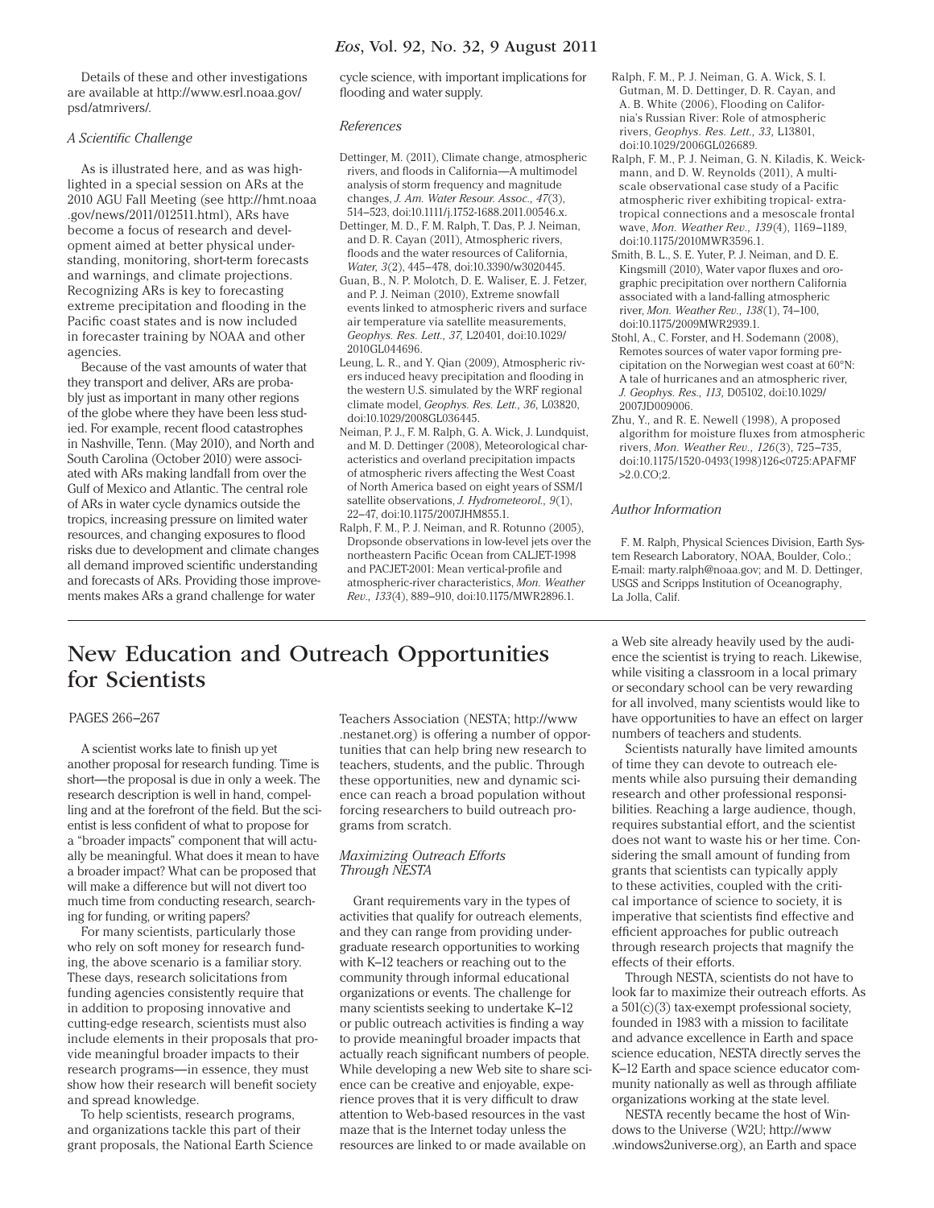Details of these and other investigations are available at http://www.esrl.noaa.gov/psd/atmrivers/.

### *A Scientific Challenge*

As is illustrated here, and as was highlighted in a special session on ARs at the 2010 AGU Fall Meeting (see http://hmt.noaa.gov/news/2011/012511.html), ARs have become a focus of research and development aimed at better physical understanding, monitoring, short-term forecasts and warnings, and climate projections. Recognizing ARs is key to forecasting extreme precipitation and flooding in the Pacific coast states and is now included in forecaster training by NOAA and other agencies.

Because of the vast amounts of water that they transport and deliver, ARs are probably just as important in many other regions of the globe where they have been less studied. For example, recent flood catastrophes in Nashville, Tenn. (May 2010), and North and South Carolina (October 2010) were associated with ARs making landfall from over the Gulf of Mexico and Atlantic. The central role of ARs in water cycle dynamics outside the tropics, increasing pressure on limited water resources, and changing exposures to flood risks due to development and climate changes all demand improved scientific understanding and forecasts of ARs. Providing those improvements makes ARs a grand challenge for water cycle science, with important implications for flooding and water supply.

### *References*

Dettinger, M. (2011), Climate change, atmospheric rivers, and floods in California—A multimodel analysis of storm frequency and magnitude changes, *J. Am. Water Resour. Assoc., 47*(3), 514–523, doi:10.1111/j.1752-1688.2011.00546.x.

Dettinger, M. D., F. M. Ralph, T. Das, P. J. Neiman, and D. R. Cayan (2011), Atmospheric rivers, floods and the water resources of California, *Water, 3*(2), 445–478, doi:10.3390/w3020445.

Guan, B., N. P. Molotch, D. E. Waliser, E. J. Fetzer, and P. J. Neiman (2010), Extreme snowfall events linked to atmospheric rivers and surface air temperature via satellite measurements, *Geophys. Res. Lett., 37*, L20401, doi:10.1029/2010GL044696.

Leung, L. R., and Y. Qian (2009), Atmospheric rivers induced heavy precipitation and flooding in the western U.S. simulated by the WRF regional climate model, *Geophys. Res. Lett., 36*, L03820, doi:10.1029/2008GL036445.

Neiman, P. J., F. M. Ralph, G. A. Wick, J. Lundquist, and M. D. Dettinger (2008), Meteorological characteristics and overland precipitation impacts of atmospheric rivers affecting the West Coast of North America based on eight years of SSM/I satellite observations, *J. Hydrometeorol., 9*(1), 22–47, doi:10.1175/2007JHM855.1.

Ralph, F. M., P. J. Neiman, and R. Rotunno (2005), Dropsonde observations in low-level jets over the northeastern Pacific Ocean from CALJET-1998 and PACJET-2001: Mean vertical-profile and atmospheric-river characteristics, *Mon. Weather Rev., 133*(4), 889–910, doi:10.1175/MWR2896.1.

Ralph, F. M., P. J. Neiman, G. A. Wick, S. I. Gutman, M. D. Dettinger, D. R. Cayan, and A. B. White (2006), Flooding on California's Russian River: Role of atmospheric rivers, *Geophys. Res. Lett., 33*, L13801, doi:10.1029/2006GL026689.

Ralph, F. M., P. J. Neiman, G. N. Kiladis, K. Weickmann, and D. W. Reynolds (2011), A multiscale observational case study of a Pacific atmospheric river exhibiting tropical- extratropical connections and a mesoscale frontal wave, *Mon. Weather Rev., 139*(4), 1169–1189, doi:10.1175/2010MWR3596.1.

Smith, B. L., S. E. Yuter, P. J. Neiman, and D. E. Kingsmill (2010), Water vapor fluxes and orographic precipitation over northern California associated with a land-falling atmospheric river, *Mon. Weather Rev., 138*(1), 74–100, doi:10.1175/2009MWR2939.1.

Stohl, A., C. Forster, and H. Sodemann (2008), Remotes sources of water vapor forming precipitation on the Norwegian west coast at 60°N: A tale of hurricanes and an atmospheric river, *J. Geophys. Res., 113*, D05102, doi:10.1029/2007JD009006.

Zhu, Y., and R. E. Newell (1998), A proposed algorithm for moisture fluxes from atmospheric rivers, *Mon. Weather Rev., 126*(3), 725–735, doi:10.1175/1520-0493(1998)126<0725:APAFMF>2.0.CO;2.

### *Author Information*

F. M. Ralph, Physical Sciences Division, Earth System Research Laboratory, NOAA, Boulder, Colo.; E-mail: marty.ralph@noaa.gov; and M. D. Dettinger, USGS and Scripps Institution of Oceanography, La Jolla, Calif.

# New Education and Outreach Opportunities for Scientists

PAGES 266–267

A scientist works late to finish up yet another proposal for research funding. Time is short—the proposal is due in only a week. The research description is well in hand, compelling and at the forefront of the field. But the scientist is less confident of what to propose for a "broader impacts" component that will actually be meaningful. What does it mean to have a broader impact? What can be proposed that will make a difference but will not divert too much time from conducting research, searching for funding, or writing papers?

For many scientists, particularly those who rely on soft money for research funding, the above scenario is a familiar story. These days, research solicitations from funding agencies consistently require that in addition to proposing innovative and cutting-edge research, scientists must also include elements in their proposals that provide meaningful broader impacts to their research programs—in essence, they must show how their research will benefit society and spread knowledge.

To help scientists, research programs, and organizations tackle this part of their grant proposals, the National Earth Science Teachers Association (NESTA; http://www.nestanet.org) is offering a number of opportunities that can help bring new research to teachers, students, and the public. Through these opportunities, new and dynamic science can reach a broad population without forcing researchers to build outreach programs from scratch.

### *Maximizing Outreach Efforts Through NESTA*

Grant requirements vary in the types of activities that qualify for outreach elements, and they can range from providing undergraduate research opportunities to working with K–12 teachers or reaching out to the community through informal educational organizations or events. The challenge for many scientists seeking to undertake K–12 or public outreach activities is finding a way to provide meaningful broader impacts that actually reach significant numbers of people. While developing a new Web site to share science can be creative and enjoyable, experience proves that it is very difficult to draw attention to Web-based resources in the vast maze that is the Internet today unless the resources are linked to or made available on a Web site already heavily used by the audience the scientist is trying to reach. Likewise, while visiting a classroom in a local primary or secondary school can be very rewarding for all involved, many scientists would like to have opportunities to have an effect on larger numbers of teachers and students.

Scientists naturally have limited amounts of time they can devote to outreach elements while also pursuing their demanding research and other professional responsibilities. Reaching a large audience, though, requires substantial effort, and the scientist does not want to waste his or her time. Considering the small amount of funding from grants that scientists can typically apply to these activities, coupled with the critical importance of science to society, it is imperative that scientists find effective and efficient approaches for public outreach through research projects that magnify the effects of their efforts.

Through NESTA, scientists do not have to look far to maximize their outreach efforts. As a 501(c)(3) tax-exempt professional society, founded in 1983 with a mission to facilitate and advance excellence in Earth and space science education, NESTA directly serves the K–12 Earth and space science educator community nationally as well as through affiliate organizations working at the state level.

NESTA recently became the host of Windows to the Universe (W2U; http://www.windows2universe.org), an Earth and space